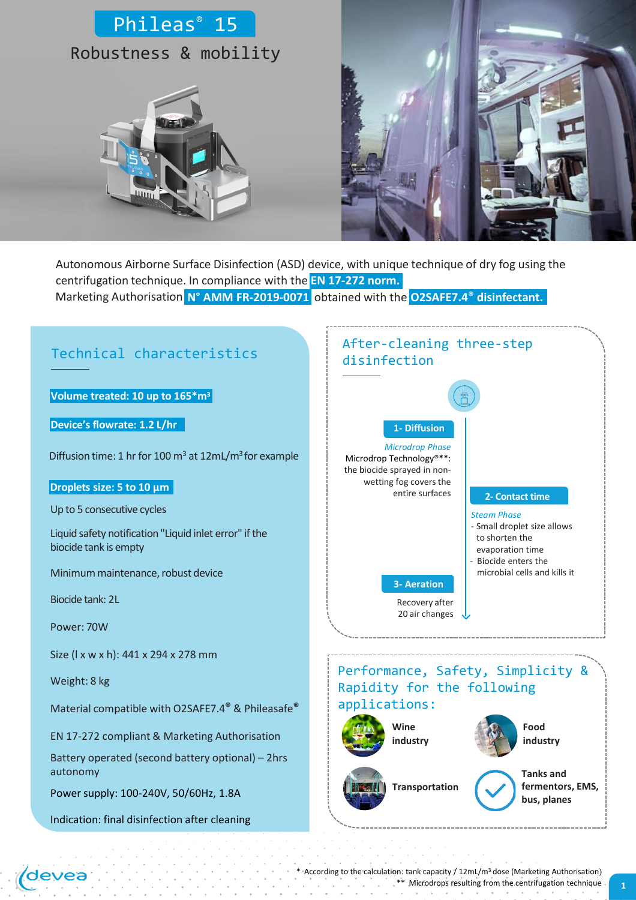# Phileas® 15

## Robustness & mobility

Autonomous Airborne Surface Disinfection (ASD) device, with unique technique of dry fog using the centrifugation technique. In compliance with the **EN 17-272 norm.**
Marketing Authorisation **N° AMM FR-2019-0071** obtained with the **O2SAFE7.4® disinfectant.**

## Technical characteristics

**Volume treated: 10 up to 165*m$^3$**

**Device's flowrate: 1.2 L/hr**

Diffusion time: 1 hr for 100 m$^3$ at 12mL/m$^3$ for example

**Droplets size: 5 to 10 µm**

Up to 5 consecutive cycles

Liquid safety notification "Liquid inlet error" if the biocide tank is empty

Minimum maintenance, robust device

Biocide tank: 2L

Power: 70W

Size (l x w x h): 441 x 294 x 278 mm

Weight: 8 kg

Material compatible with O2SAFE7.4® & Phileasafe®

EN 17-272 compliant & Marketing Authorisation

Battery operated (second battery optional) – 2hrs autonomy

Power supply: 100-240V, 50/60Hz, 1.8A

Indication: final disinfection after cleaning

## After-cleaning three-step disinfection

**1- Diffusion**

*Microdrop Phase*
Microdrop Technology®**: the biocide sprayed in non-wetting fog covers the entire surfaces

**2- Contact time**

*Steam Phase*
- Small droplet size allows to shorten the evaporation time
- Biocide enters the microbial cells and kills it

**3- Aeration**

Recovery after 20 air changes

## Performance, Safety, Simplicity & Rapidity for the following applications:

- **Wine industry**
- **Food industry**
- **Transportation**
- **Tanks and fermentors, EMS, bus, planes**

\* According to the calculation: tank capacity / 12mL/m$^3$ dose (Marketing Authorisation)
\** Microdrops resulting from the centrifugation technique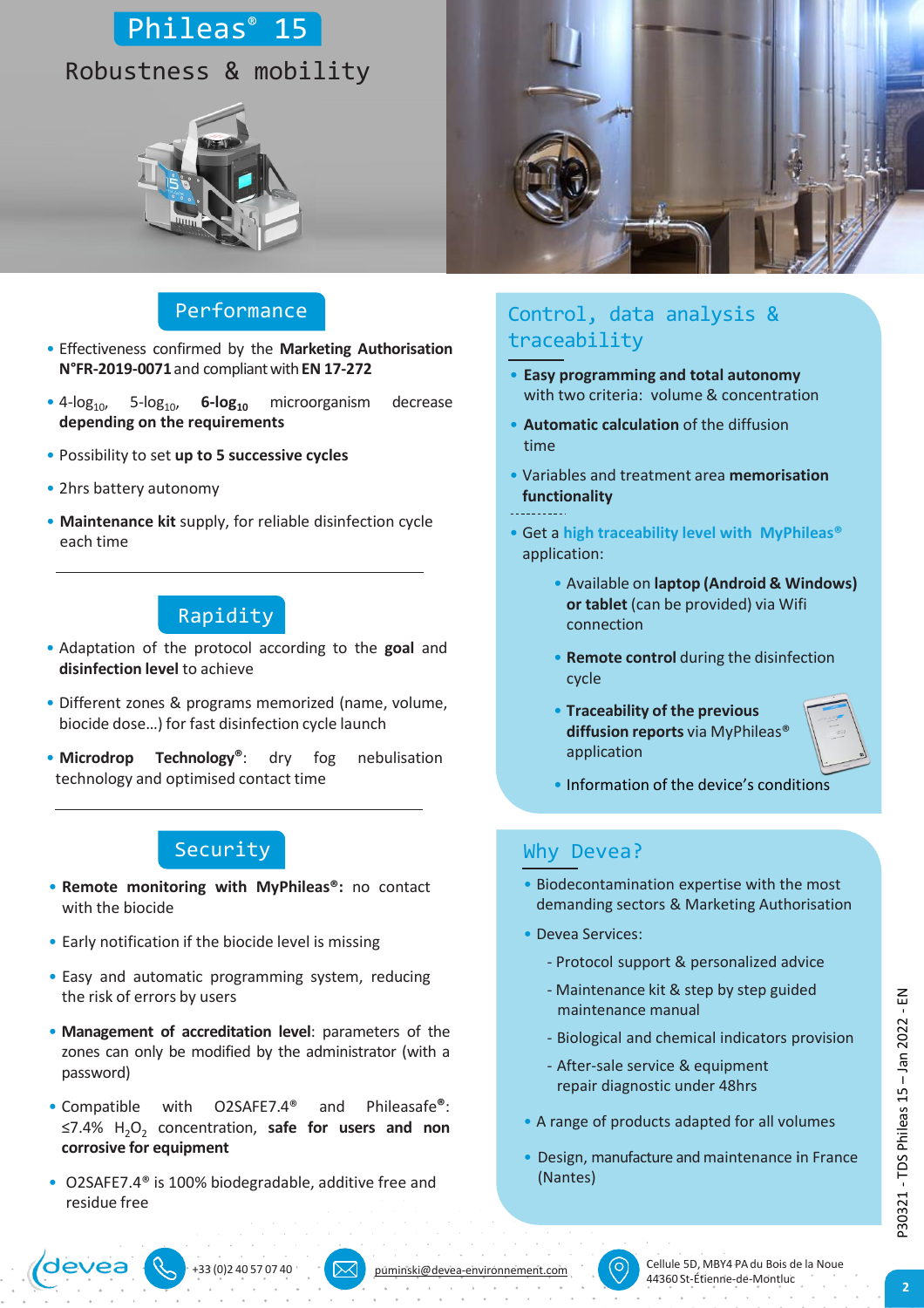# Phileas® 15

## Robustness & mobility

## Performance

- Effectiveness confirmed by the **Marketing Authorisation N°FR-2019-0071** and compliant with **EN 17-272**
- 4-$log_{10}$, 5-$log_{10}$, **6-$log_{10}$** microorganism decrease **depending on the requirements**
- Possibility to set **up to 5 successive cycles**
- 2hrs battery autonomy
- **Maintenance kit** supply, for reliable disinfection cycle each time

## Rapidity

- Adaptation of the protocol according to the **goal** and **disinfection level** to achieve
- Different zones & programs memorized (name, volume, biocide dose…) for fast disinfection cycle launch
- **Microdrop Technology®**: dry fog nebulisation technology and optimised contact time

## Security

- **Remote monitoring with MyPhileas®:** no contact with the biocide
- Early notification if the biocide level is missing
- Easy and automatic programming system, reducing the risk of errors by users
- **Management of accreditation level**: parameters of the zones can only be modified by the administrator (with a password)
- Compatible with O2SAFE7.4® and Phileasafe®: ≤7.4% $H_2O_2$ concentration, **safe for users and non corrosive for equipment**
- O2SAFE7.4® is 100% biodegradable, additive free and residue free

## Control, data analysis & traceability

- **Easy programming and total autonomy** with two criteria: volume & concentration
- **Automatic calculation** of the diffusion time
- Variables and treatment area **memorisation functionality**
- Get a **high traceability level with MyPhileas®** application:
  - Available on **laptop (Android & Windows) or tablet** (can be provided) via Wifi connection
  - **Remote control** during the disinfection cycle
  - **Traceability of the previous diffusion reports** via MyPhileas® application
  - Information of the device's conditions

## Why Devea?

- Biodecontamination expertise with the most demanding sectors & Marketing Authorisation
- Devea Services:
  - Protocol support & personalized advice
  - Maintenance kit & step by step guided maintenance manual
  - Biological and chemical indicators provision
  - After-sale service & equipment repair diagnostic under 48hrs
- A range of products adapted for all volumes
- Design, manufacture and maintenance in France (Nantes)

P30321 - TDS Phileas 15 – Jan 2022 - EN

devea — +33 (0)2 40 57 07 40 — puminski@devea-environnement.com — Cellule 5D, MBY4 PA du Bois de la Noue 44360 St-Étienne-de-Montluc